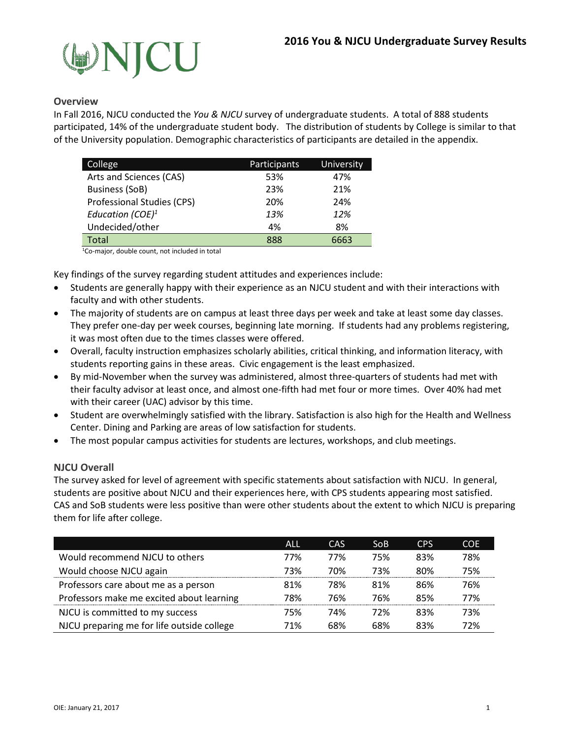# 2016 You & NJCU Undergraduate Survey Results

## Overview

In Fall 2016, NJCU conducted the *You & NJCU* survey of undergraduate students. A total of 888 students participated, 14% of the undergraduate student body. The distribution of students by College is similar to that of the University population. Demographic characteristics of participants are detailed in the appendix.

| College | Participants | University |
|---|---|---|
| Arts and Sciences (CAS) | 53% | 47% |
| Business (SoB) | 23% | 21% |
| Professional Studies (CPS) | 20% | 24% |
| *Education (COE)*[1] | *13%* | *12%* |
| Undecided/other | 4% | 8% |
| Total | 888 | 6663 |

[1]Co-major, double count, not included in total

Key findings of the survey regarding student attitudes and experiences include:

- Students are generally happy with their experience as an NJCU student and with their interactions with faculty and with other students.
- The majority of students are on campus at least three days per week and take at least some day classes. They prefer one-day per week courses, beginning late morning. If students had any problems registering, it was most often due to the times classes were offered.
- Overall, faculty instruction emphasizes scholarly abilities, critical thinking, and information literacy, with students reporting gains in these areas. Civic engagement is the least emphasized.
- By mid-November when the survey was administered, almost three-quarters of students had met with their faculty advisor at least once, and almost one-fifth had met four or more times. Over 40% had met with their career (UAC) advisor by this time.
- Student are overwhelmingly satisfied with the library. Satisfaction is also high for the Health and Wellness Center. Dining and Parking are areas of low satisfaction for students.
- The most popular campus activities for students are lectures, workshops, and club meetings.

## NJCU Overall

The survey asked for level of agreement with specific statements about satisfaction with NJCU. In general, students are positive about NJCU and their experiences here, with CPS students appearing most satisfied. CAS and SoB students were less positive than were other students about the extent to which NJCU is preparing them for life after college.

| | ALL | CAS | SoB | CPS | COE |
|---|---|---|---|---|---|
| Would recommend NJCU to others | 77% | 77% | 75% | 83% | 78% |
| Would choose NJCU again | 73% | 70% | 73% | 80% | 75% |
| Professors care about me as a person | 81% | 78% | 81% | 86% | 76% |
| Professors make me excited about learning | 78% | 76% | 76% | 85% | 77% |
| NJCU is committed to my success | 75% | 74% | 72% | 83% | 73% |
| NJCU preparing me for life outside college | 71% | 68% | 68% | 83% | 72% |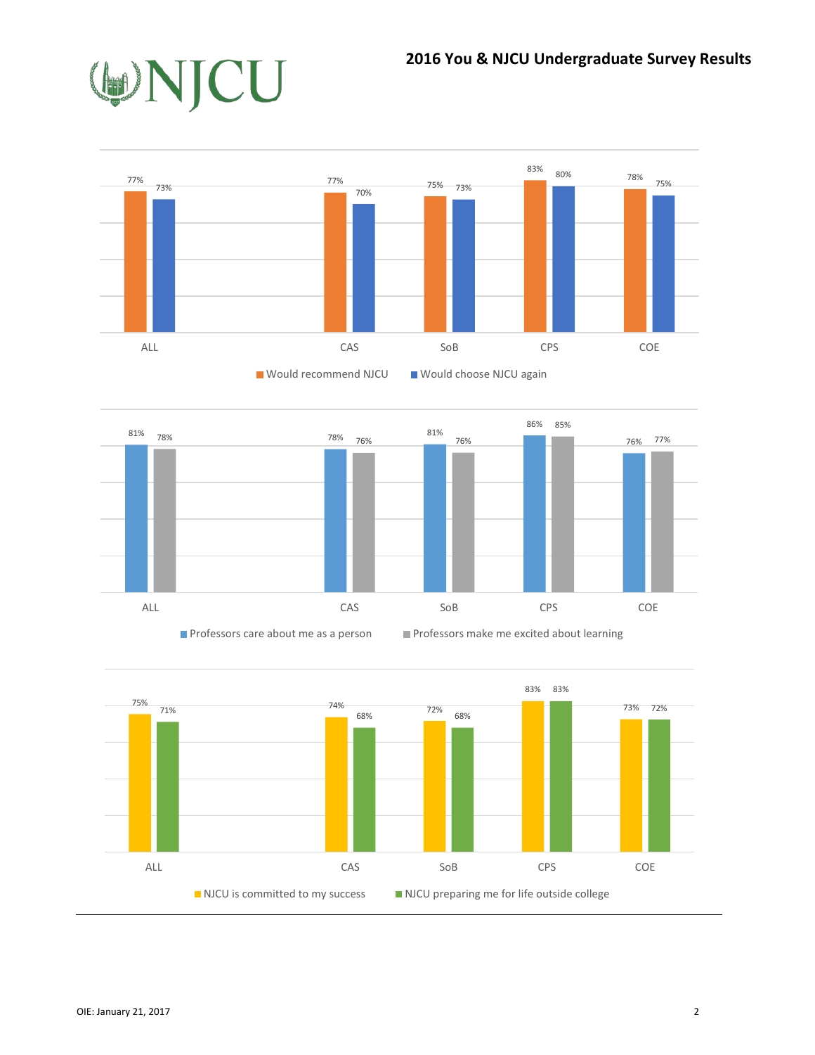## 2016 You & NJCU Undergraduate Survey Results

| | ALL | CAS | SoB | CPS | COE |
|---|---|---|---|---|---|
| Would recommend NJCU | 77% | 77% | 75% | 83% | 78% |
| Would choose NJCU again | 73% | 70% | 73% | 80% | 75% |

| | ALL | CAS | SoB | CPS | COE |
|---|---|---|---|---|---|
| Professors care about me as a person | 81% | 78% | 81% | 86% | 76% |
| Professors make me excited about learning | 78% | 76% | 76% | 85% | 77% |

| | ALL | CAS | SoB | CPS | COE |
|---|---|---|---|---|---|
| NJCU is committed to my success | 75% | 74% | 72% | 83% | 73% |
| NJCU preparing me for life outside college | 71% | 68% | 68% | 83% | 72% |

OIE: January 21, 2017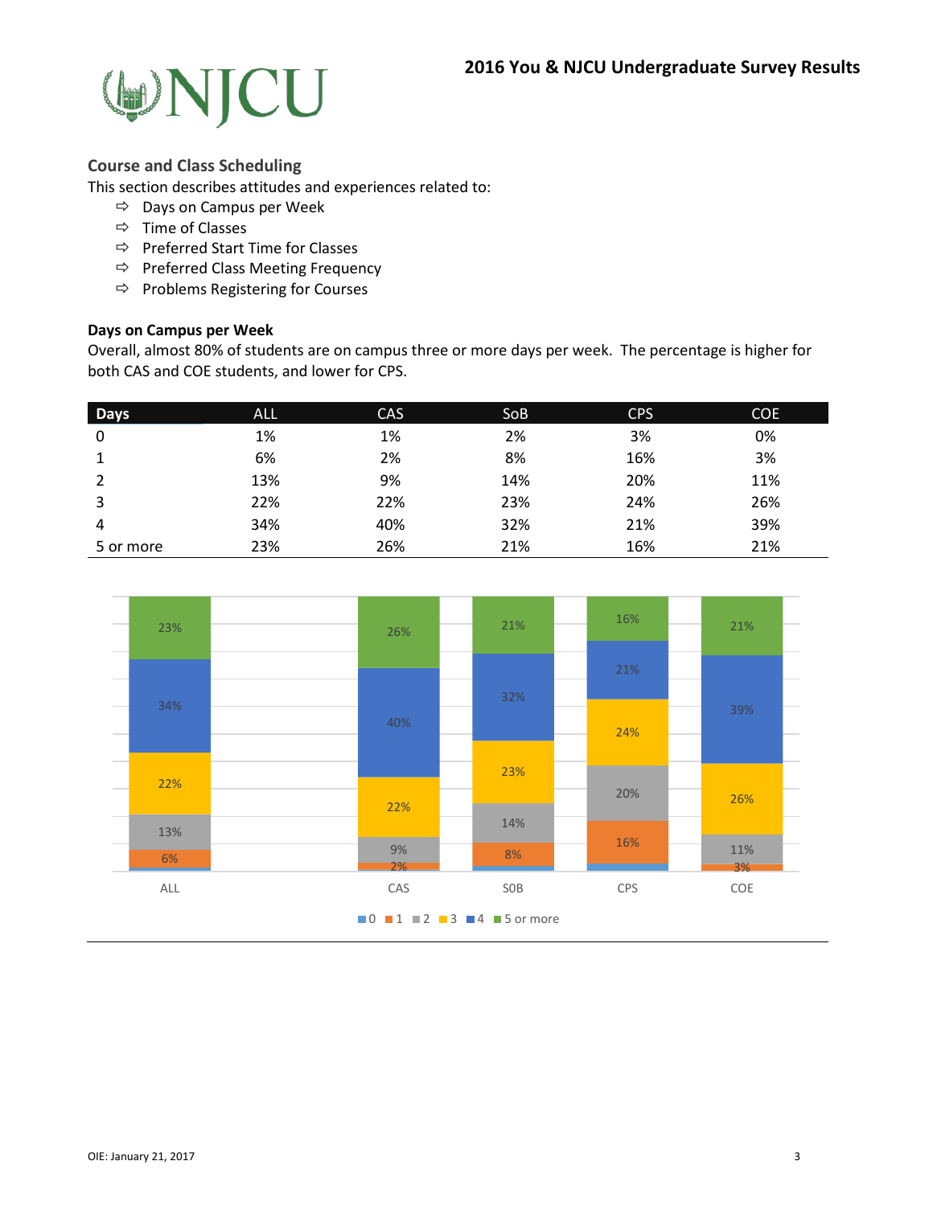## Course and Class Scheduling

This section describes attitudes and experiences related to:

- ⇨ Days on Campus per Week
- ⇨ Time of Classes
- ⇨ Preferred Start Time for Classes
- ⇨ Preferred Class Meeting Frequency
- ⇨ Problems Registering for Courses

### Days on Campus per Week

Overall, almost 80% of students are on campus three or more days per week. The percentage is higher for both CAS and COE students, and lower for CPS.

| Days | ALL | CAS | SoB | CPS | COE |
|---|---|---|---|---|---|
| 0 | 1% | 1% | 2% | 3% | 0% |
| 1 | 6% | 2% | 8% | 16% | 3% |
| 2 | 13% | 9% | 14% | 20% | 11% |
| 3 | 22% | 22% | 23% | 24% | 26% |
| 4 | 34% | 40% | 32% | 21% | 39% |
| 5 or more | 23% | 26% | 21% | 16% | 21% |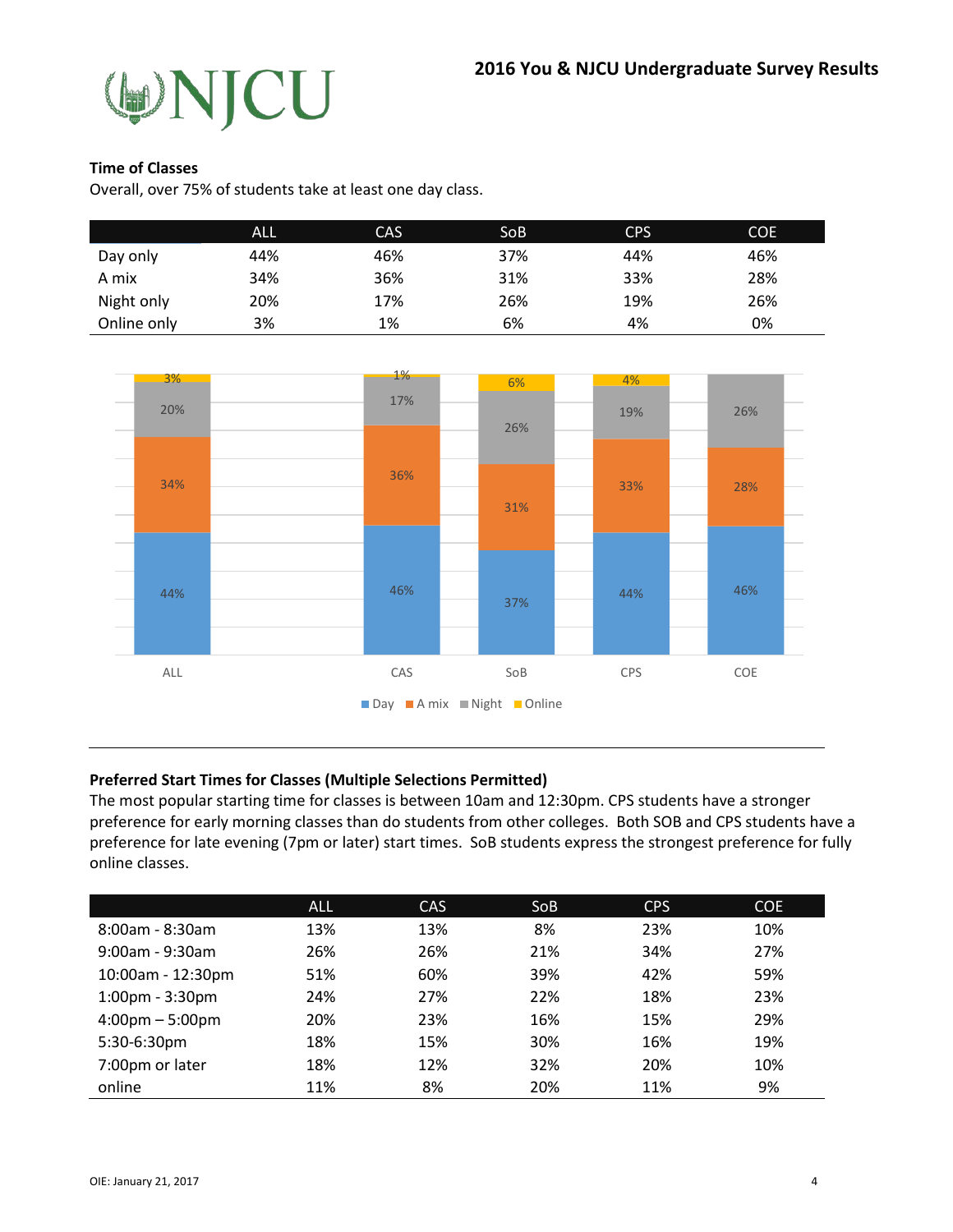## Time of Classes

Overall, over 75% of students take at least one day class.

| | ALL | CAS | SoB | CPS | COE |
|---|---|---|---|---|---|
| Day only | 44% | 46% | 37% | 44% | 46% |
| A mix | 34% | 36% | 31% | 33% | 28% |
| Night only | 20% | 17% | 26% | 19% | 26% |
| Online only | 3% | 1% | 6% | 4% | 0% |

## Preferred Start Times for Classes (Multiple Selections Permitted)

The most popular starting time for classes is between 10am and 12:30pm. CPS students have a stronger preference for early morning classes than do students from other colleges. Both SOB and CPS students have a preference for late evening (7pm or later) start times. SoB students express the strongest preference for fully online classes.

| | ALL | CAS | SoB | CPS | COE |
|---|---|---|---|---|---|
| 8:00am - 8:30am | 13% | 13% | 8% | 23% | 10% |
| 9:00am - 9:30am | 26% | 26% | 21% | 34% | 27% |
| 10:00am - 12:30pm | 51% | 60% | 39% | 42% | 59% |
| 1:00pm - 3:30pm | 24% | 27% | 22% | 18% | 23% |
| 4:00pm – 5:00pm | 20% | 23% | 16% | 15% | 29% |
| 5:30-6:30pm | 18% | 15% | 30% | 16% | 19% |
| 7:00pm or later | 18% | 12% | 32% | 20% | 10% |
| online | 11% | 8% | 20% | 11% | 9% |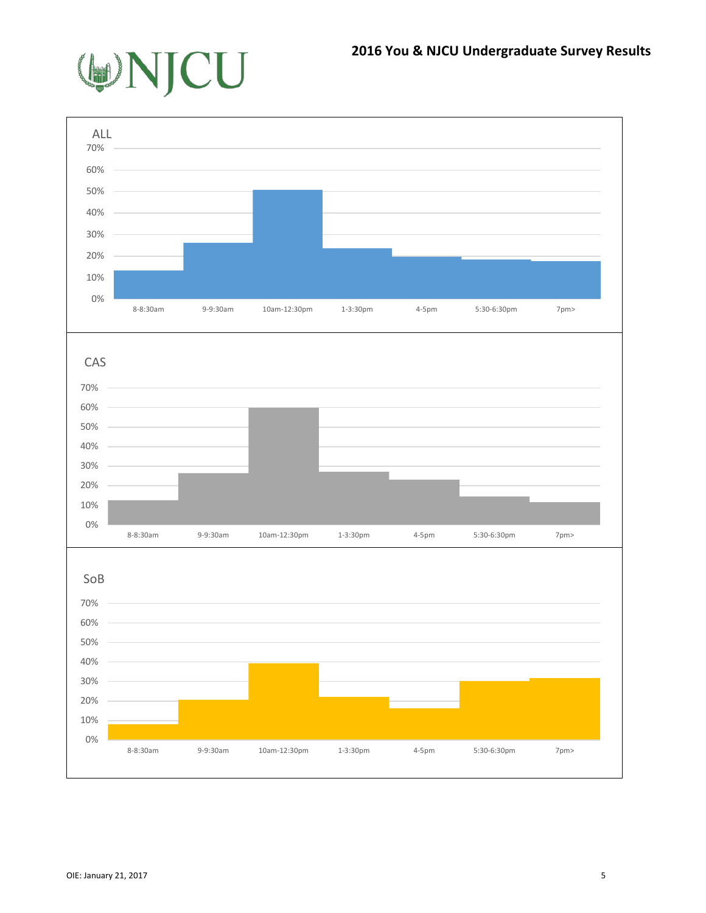ALL

| | 8-8:30am | 9-9:30am | 10am-12:30pm | 1-3:30pm | 4-5pm | 5:30-6:30pm | 7pm> |
|---|---|---|---|---|---|---|---|
| Axis: 0%–70% | | | | | | | |

CAS

| | 8-8:30am | 9-9:30am | 10am-12:30pm | 1-3:30pm | 4-5pm | 5:30-6:30pm | 7pm> |
|---|---|---|---|---|---|---|---|
| Axis: 0%–70% | | | | | | | |

SoB

| | 8-8:30am | 9-9:30am | 10am-12:30pm | 1-3:30pm | 4-5pm | 5:30-6:30pm | 7pm> |
|---|---|---|---|---|---|---|---|
| Axis: 0%–70% | | | | | | | |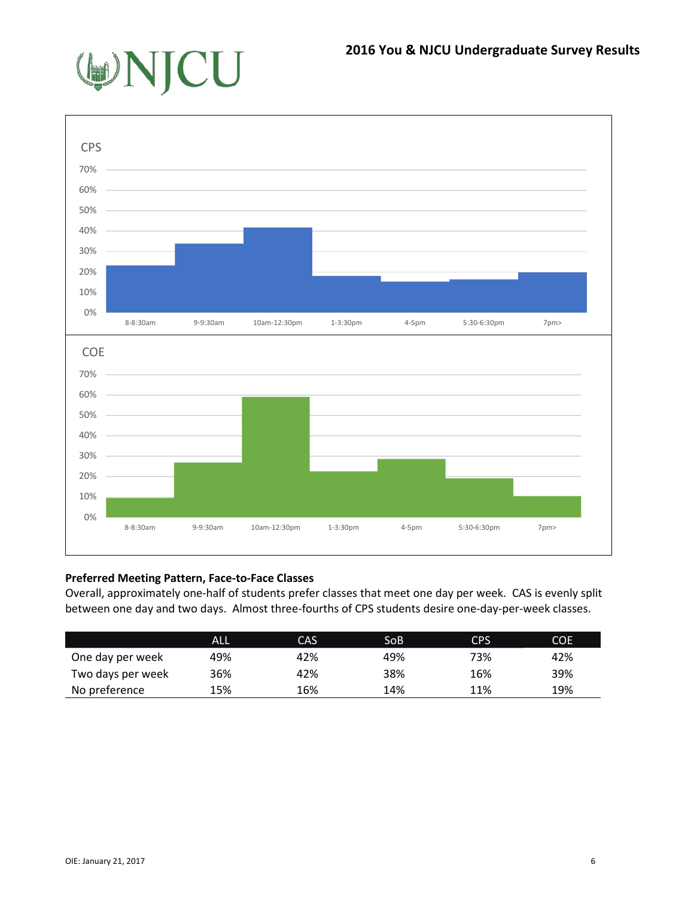CPS

COE

**Preferred Meeting Pattern, Face-to-Face Classes**

Overall, approximately one-half of students prefer classes that meet one day per week. CAS is evenly split between one day and two days. Almost three-fourths of CPS students desire one-day-per-week classes.

| | ALL | CAS | SoB | CPS | COE |
|---|---|---|---|---|---|
| One day per week | 49% | 42% | 49% | 73% | 42% |
| Two days per week | 36% | 42% | 38% | 16% | 39% |
| No preference | 15% | 16% | 14% | 11% | 19% |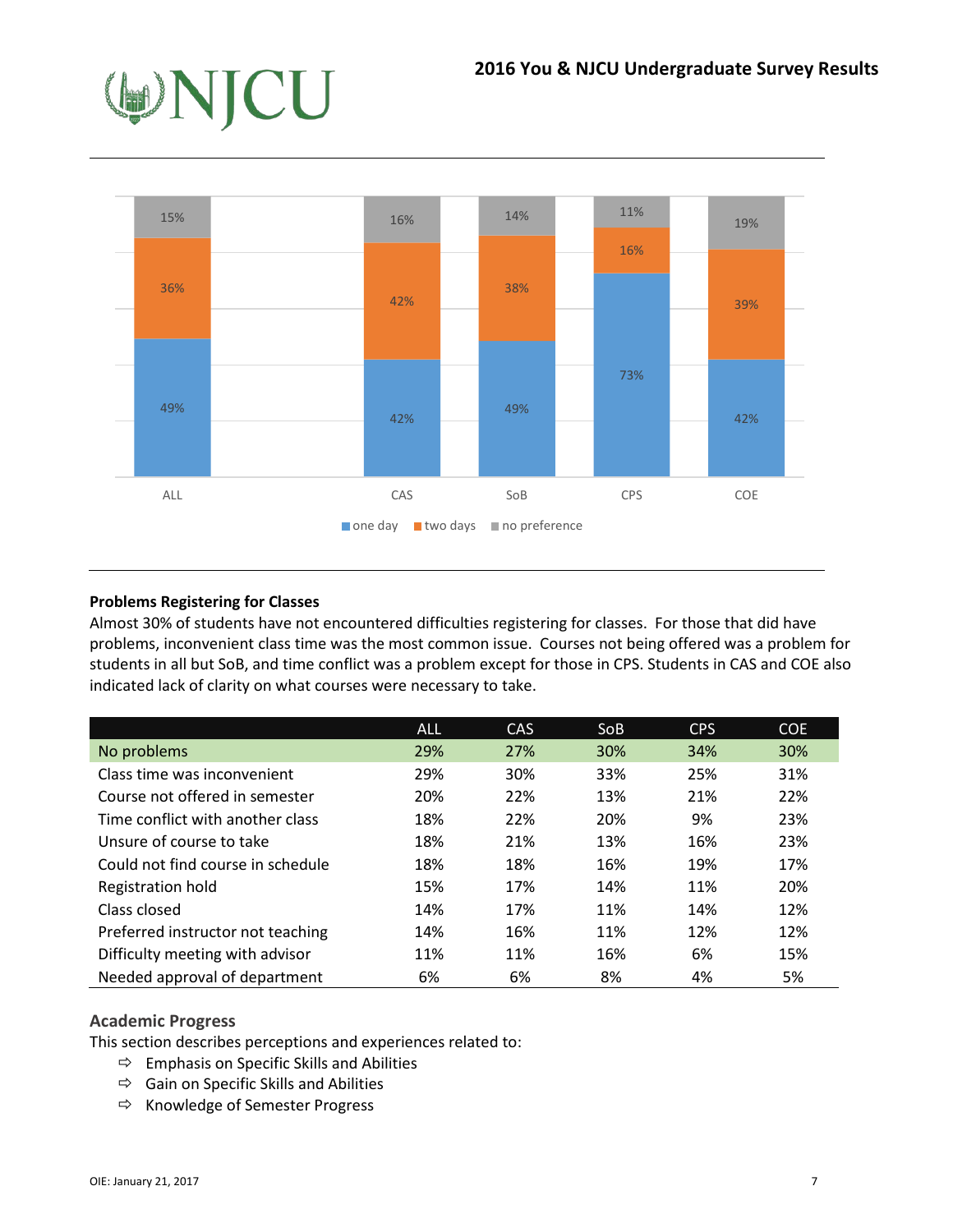| | ALL | CAS | SoB | CPS | COE |
|---|---|---|---|---|---|
| one day | 49% | 42% | 49% | 73% | 42% |
| two days | 36% | 42% | 38% | 16% | 39% |
| no preference | 15% | 16% | 14% | 11% | 19% |

**Problems Registering for Classes**

Almost 30% of students have not encountered difficulties registering for classes. For those that did have problems, inconvenient class time was the most common issue. Courses not being offered was a problem for students in all but SoB, and time conflict was a problem except for those in CPS. Students in CAS and COE also indicated lack of clarity on what courses were necessary to take.

| | ALL | CAS | SoB | CPS | COE |
|---|---|---|---|---|---|
| No problems | 29% | 27% | 30% | 34% | 30% |
| Class time was inconvenient | 29% | 30% | 33% | 25% | 31% |
| Course not offered in semester | 20% | 22% | 13% | 21% | 22% |
| Time conflict with another class | 18% | 22% | 20% | 9% | 23% |
| Unsure of course to take | 18% | 21% | 13% | 16% | 23% |
| Could not find course in schedule | 18% | 18% | 16% | 19% | 17% |
| Registration hold | 15% | 17% | 14% | 11% | 20% |
| Class closed | 14% | 17% | 11% | 14% | 12% |
| Preferred instructor not teaching | 14% | 16% | 11% | 12% | 12% |
| Difficulty meeting with advisor | 11% | 11% | 16% | 6% | 15% |
| Needed approval of department | 6% | 6% | 8% | 4% | 5% |

## Academic Progress

This section describes perceptions and experiences related to:

- ⇨ Emphasis on Specific Skills and Abilities
- ⇨ Gain on Specific Skills and Abilities
- ⇨ Knowledge of Semester Progress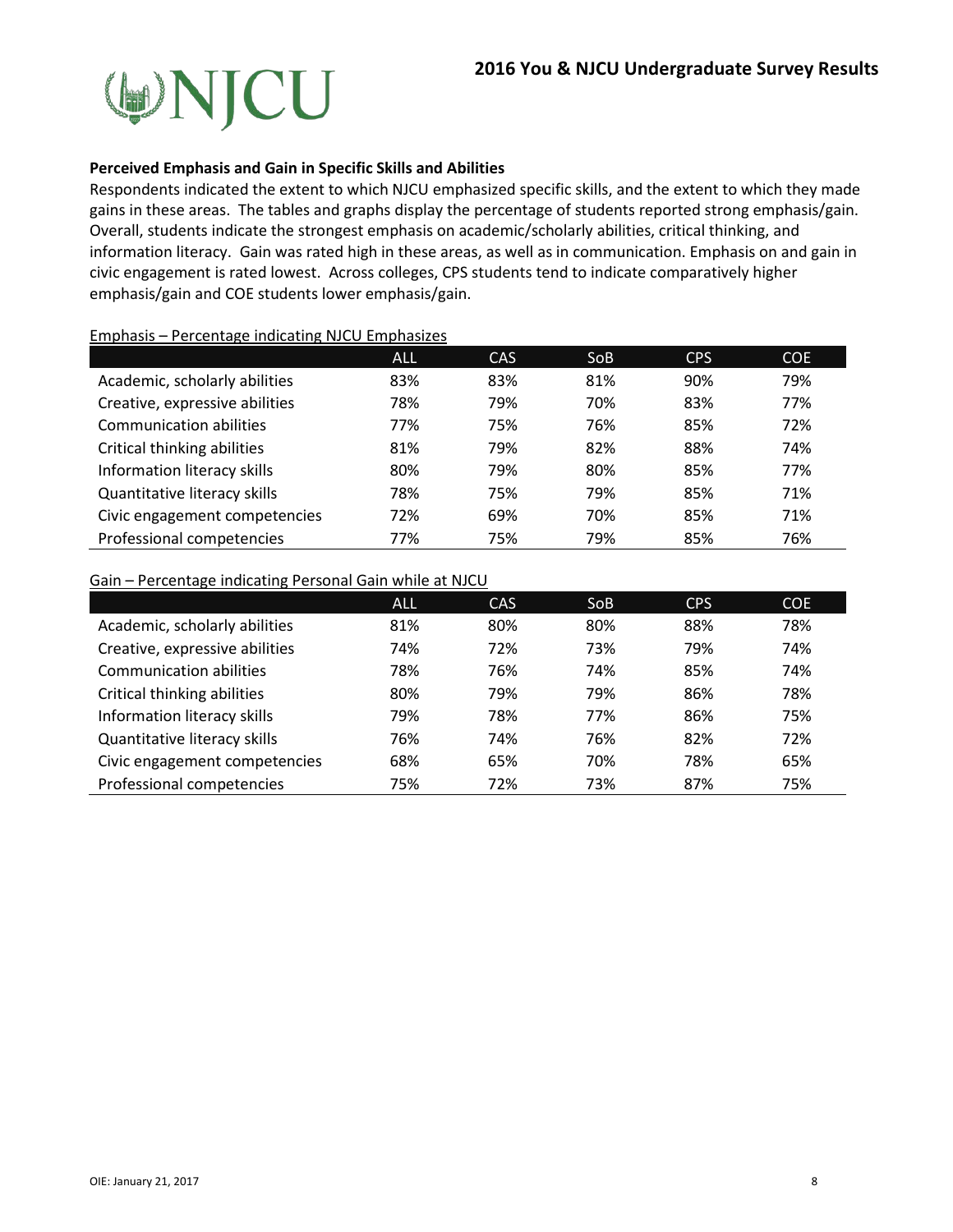**Perceived Emphasis and Gain in Specific Skills and Abilities**

Respondents indicated the extent to which NJCU emphasized specific skills, and the extent to which they made gains in these areas. The tables and graphs display the percentage of students reported strong emphasis/gain. Overall, students indicate the strongest emphasis on academic/scholarly abilities, critical thinking, and information literacy. Gain was rated high in these areas, as well as in communication. Emphasis on and gain in civic engagement is rated lowest. Across colleges, CPS students tend to indicate comparatively higher emphasis/gain and COE students lower emphasis/gain.

Emphasis – Percentage indicating NJCU Emphasizes

| | ALL | CAS | SoB | CPS | COE |
|---|---|---|---|---|---|
| Academic, scholarly abilities | 83% | 83% | 81% | 90% | 79% |
| Creative, expressive abilities | 78% | 79% | 70% | 83% | 77% |
| Communication abilities | 77% | 75% | 76% | 85% | 72% |
| Critical thinking abilities | 81% | 79% | 82% | 88% | 74% |
| Information literacy skills | 80% | 79% | 80% | 85% | 77% |
| Quantitative literacy skills | 78% | 75% | 79% | 85% | 71% |
| Civic engagement competencies | 72% | 69% | 70% | 85% | 71% |
| Professional competencies | 77% | 75% | 79% | 85% | 76% |

Gain – Percentage indicating Personal Gain while at NJCU

| | ALL | CAS | SoB | CPS | COE |
|---|---|---|---|---|---|
| Academic, scholarly abilities | 81% | 80% | 80% | 88% | 78% |
| Creative, expressive abilities | 74% | 72% | 73% | 79% | 74% |
| Communication abilities | 78% | 76% | 74% | 85% | 74% |
| Critical thinking abilities | 80% | 79% | 79% | 86% | 78% |
| Information literacy skills | 79% | 78% | 77% | 86% | 75% |
| Quantitative literacy skills | 76% | 74% | 76% | 82% | 72% |
| Civic engagement competencies | 68% | 65% | 70% | 78% | 65% |
| Professional competencies | 75% | 72% | 73% | 87% | 75% |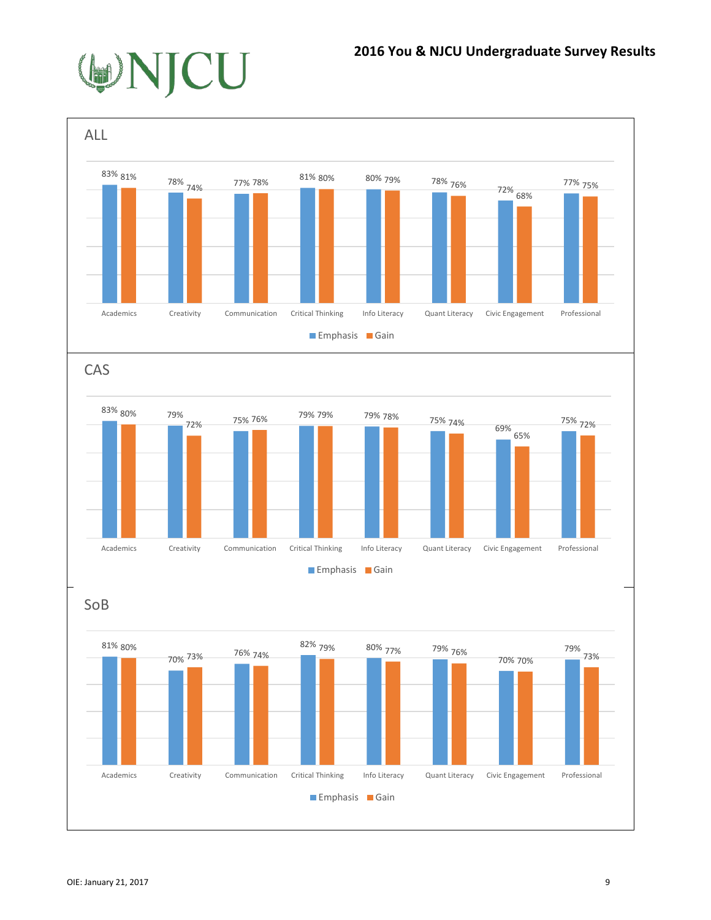## 2016 You & NJCU Undergraduate Survey Results

### ALL

| | Academics | Creativity | Communication | Critical Thinking | Info Literacy | Quant Literacy | Civic Engagement | Professional |
|---|---|---|---|---|---|---|---|---|
| Emphasis | 83% | 78% | 77% | 81% | 80% | 78% | 72% | 77% |
| Gain | 81% | 74% | 78% | 80% | 79% | 76% | 68% | 75% |

### CAS

| | Academics | Creativity | Communication | Critical Thinking | Info Literacy | Quant Literacy | Civic Engagement | Professional |
|---|---|---|---|---|---|---|---|---|
| Emphasis | 83% | 79% | 75% | 79% | 79% | 75% | 69% | 75% |
| Gain | 80% | 72% | 76% | 79% | 78% | 74% | 65% | 72% |

### SoB

| | Academics | Creativity | Communication | Critical Thinking | Info Literacy | Quant Literacy | Civic Engagement | Professional |
|---|---|---|---|---|---|---|---|---|
| Emphasis | 81% | 70% | 76% | 82% | 80% | 79% | 70% | 79% |
| Gain | 80% | 73% | 74% | 79% | 77% | 76% | 70% | 73% |

OIE: January 21, 2017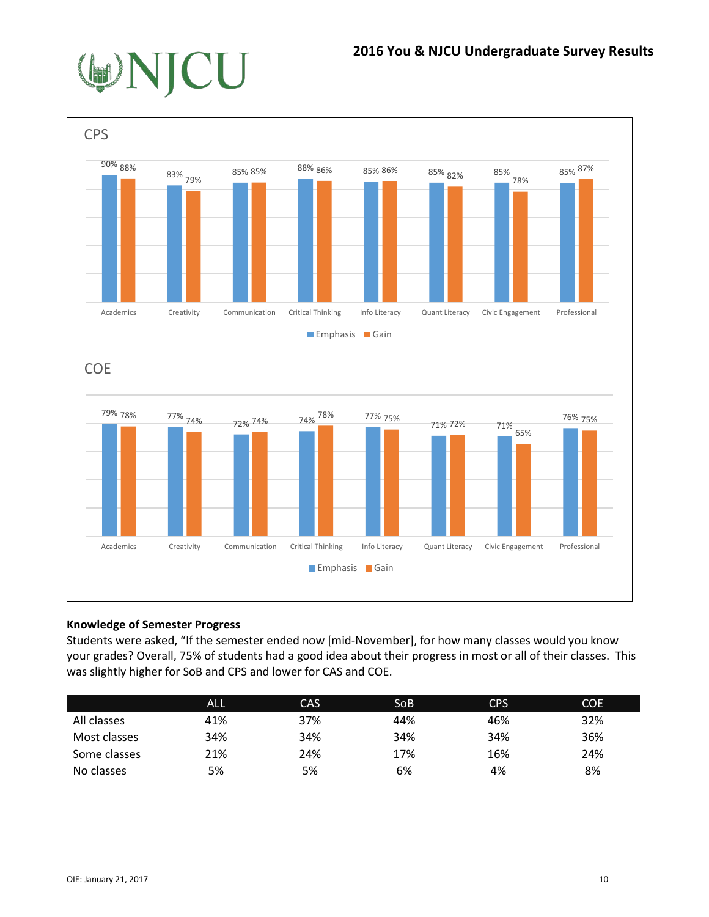## 2016 You & NJCU Undergraduate Survey Results

**CPS**

| | Emphasis | Gain |
|---|---|---|
| Academics | 90% | 88% |
| Creativity | 83% | 79% |
| Communication | 85% | 85% |
| Critical Thinking | 88% | 86% |
| Info Literacy | 85% | 86% |
| Quant Literacy | 85% | 82% |
| Civic Engagement | 85% | 78% |
| Professional | 85% | 87% |

**COE**

| | Emphasis | Gain |
|---|---|---|
| Academics | 79% | 78% |
| Creativity | 77% | 74% |
| Communication | 72% | 74% |
| Critical Thinking | 74% | 78% |
| Info Literacy | 77% | 75% |
| Quant Literacy | 71% | 72% |
| Civic Engagement | 71% | 65% |
| Professional | 76% | 75% |

**Knowledge of Semester Progress**

Students were asked, "If the semester ended now [mid-November], for how many classes would you know your grades? Overall, 75% of students had a good idea about their progress in most or all of their classes. This was slightly higher for SoB and CPS and lower for CAS and COE.

| | ALL | CAS | SoB | CPS | COE |
|---|---|---|---|---|---|
| All classes | 41% | 37% | 44% | 46% | 32% |
| Most classes | 34% | 34% | 34% | 34% | 36% |
| Some classes | 21% | 24% | 17% | 16% | 24% |
| No classes | 5% | 5% | 6% | 4% | 8% |

OIE: January 21, 2017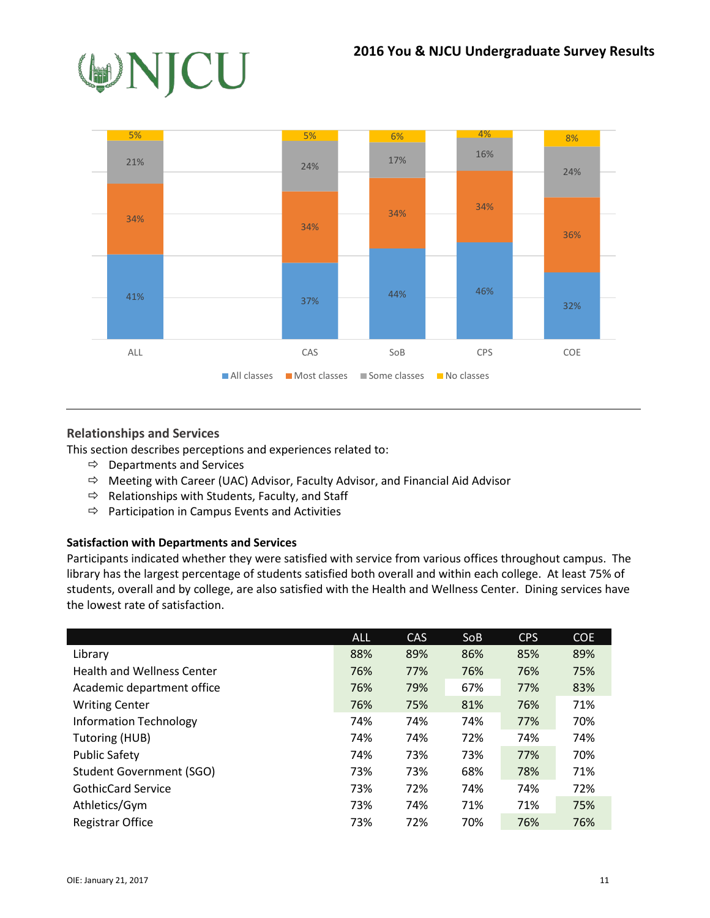| | All classes | Most classes | Some classes | No classes |
|---|---|---|---|---|
| ALL | 41% | 34% | 21% | 5% |
| CAS | 37% | 34% | 24% | 5% |
| SoB | 44% | 34% | 17% | 6% |
| CPS | 46% | 34% | 16% | 4% |
| COE | 32% | 36% | 24% | 8% |

## Relationships and Services

This section describes perceptions and experiences related to:

- Departments and Services
- Meeting with Career (UAC) Advisor, Faculty Advisor, and Financial Aid Advisor
- Relationships with Students, Faculty, and Staff
- Participation in Campus Events and Activities

### Satisfaction with Departments and Services

Participants indicated whether they were satisfied with service from various offices throughout campus. The library has the largest percentage of students satisfied both overall and within each college. At least 75% of students, overall and by college, are also satisfied with the Health and Wellness Center. Dining services have the lowest rate of satisfaction.

| | ALL | CAS | SoB | CPS | COE |
|---|---|---|---|---|---|
| Library | 88% | 89% | 86% | 85% | 89% |
| Health and Wellness Center | 76% | 77% | 76% | 76% | 75% |
| Academic department office | 76% | 79% | 67% | 77% | 83% |
| Writing Center | 76% | 75% | 81% | 76% | 71% |
| Information Technology | 74% | 74% | 74% | 77% | 70% |
| Tutoring (HUB) | 74% | 74% | 72% | 74% | 74% |
| Public Safety | 74% | 73% | 73% | 77% | 70% |
| Student Government (SGO) | 73% | 73% | 68% | 78% | 71% |
| GothicCard Service | 73% | 72% | 74% | 74% | 72% |
| Athletics/Gym | 73% | 74% | 71% | 71% | 75% |
| Registrar Office | 73% | 72% | 70% | 76% | 76% |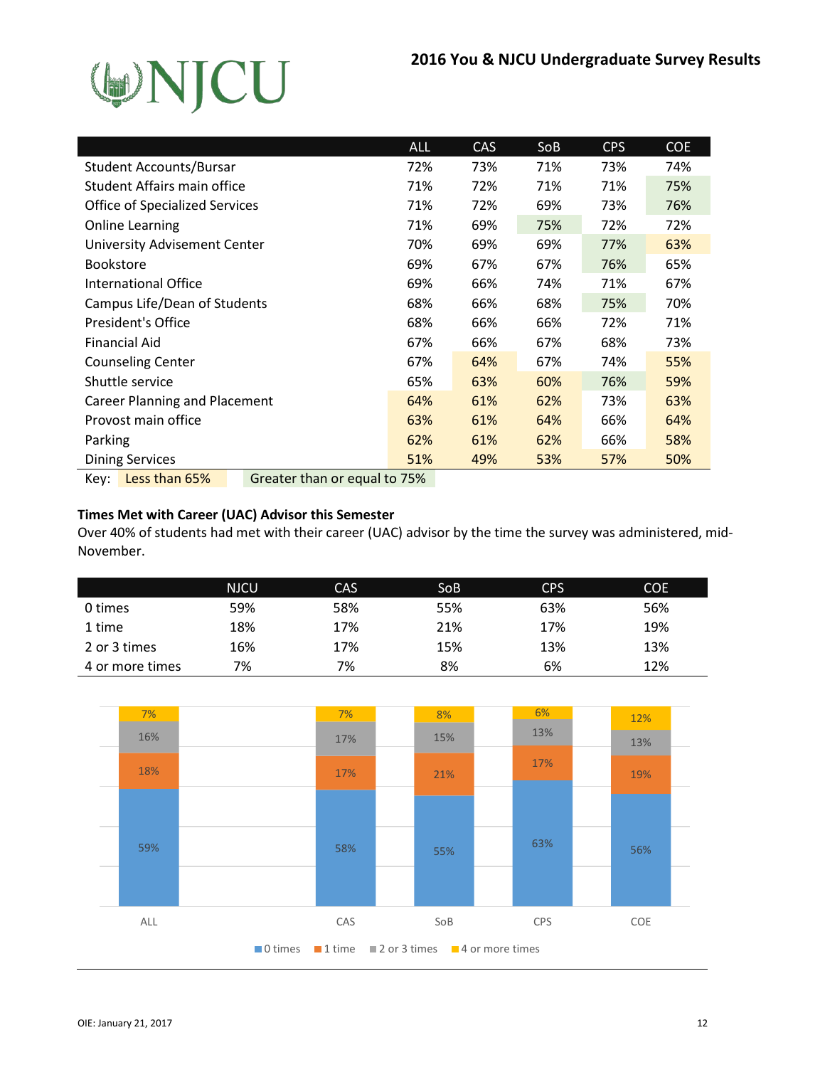## 2016 You & NJCU Undergraduate Survey Results

| | ALL | CAS | SoB | CPS | COE |
|---|---|---|---|---|---|
| Student Accounts/Bursar | 72% | 73% | 71% | 73% | 74% |
| Student Affairs main office | 71% | 72% | 71% | 71% | 75% |
| Office of Specialized Services | 71% | 72% | 69% | 73% | 76% |
| Online Learning | 71% | 69% | 75% | 72% | 72% |
| University Advisement Center | 70% | 69% | 69% | 77% | 63% |
| Bookstore | 69% | 67% | 67% | 76% | 65% |
| International Office | 69% | 66% | 74% | 71% | 67% |
| Campus Life/Dean of Students | 68% | 66% | 68% | 75% | 70% |
| President's Office | 68% | 66% | 66% | 72% | 71% |
| Financial Aid | 67% | 66% | 67% | 68% | 73% |
| Counseling Center | 67% | 64% | 67% | 74% | 55% |
| Shuttle service | 65% | 63% | 60% | 76% | 59% |
| Career Planning and Placement | 64% | 61% | 62% | 73% | 63% |
| Provost main office | 63% | 61% | 64% | 66% | 64% |
| Parking | 62% | 61% | 62% | 66% | 58% |
| Dining Services | 51% | 49% | 53% | 57% | 50% |

Key: Less than 65% Greater than or equal to 75%

**Times Met with Career (UAC) Advisor this Semester**

Over 40% of students had met with their career (UAC) advisor by the time the survey was administered, mid-November.

| | NJCU | CAS | SoB | CPS | COE |
|---|---|---|---|---|---|
| 0 times | 59% | 58% | 55% | 63% | 56% |
| 1 time | 18% | 17% | 21% | 17% | 19% |
| 2 or 3 times | 16% | 17% | 15% | 13% | 13% |
| 4 or more times | 7% | 7% | 8% | 6% | 12% |

| | ALL | CAS | SoB | CPS | COE |
|---|---|---|---|---|---|
| 0 times | 59% | 58% | 55% | 63% | 56% |
| 1 time | 18% | 17% | 21% | 17% | 19% |
| 2 or 3 times | 16% | 17% | 15% | 13% | 13% |
| 4 or more times | 7% | 7% | 8% | 6% | 12% |

OIE: January 21, 2017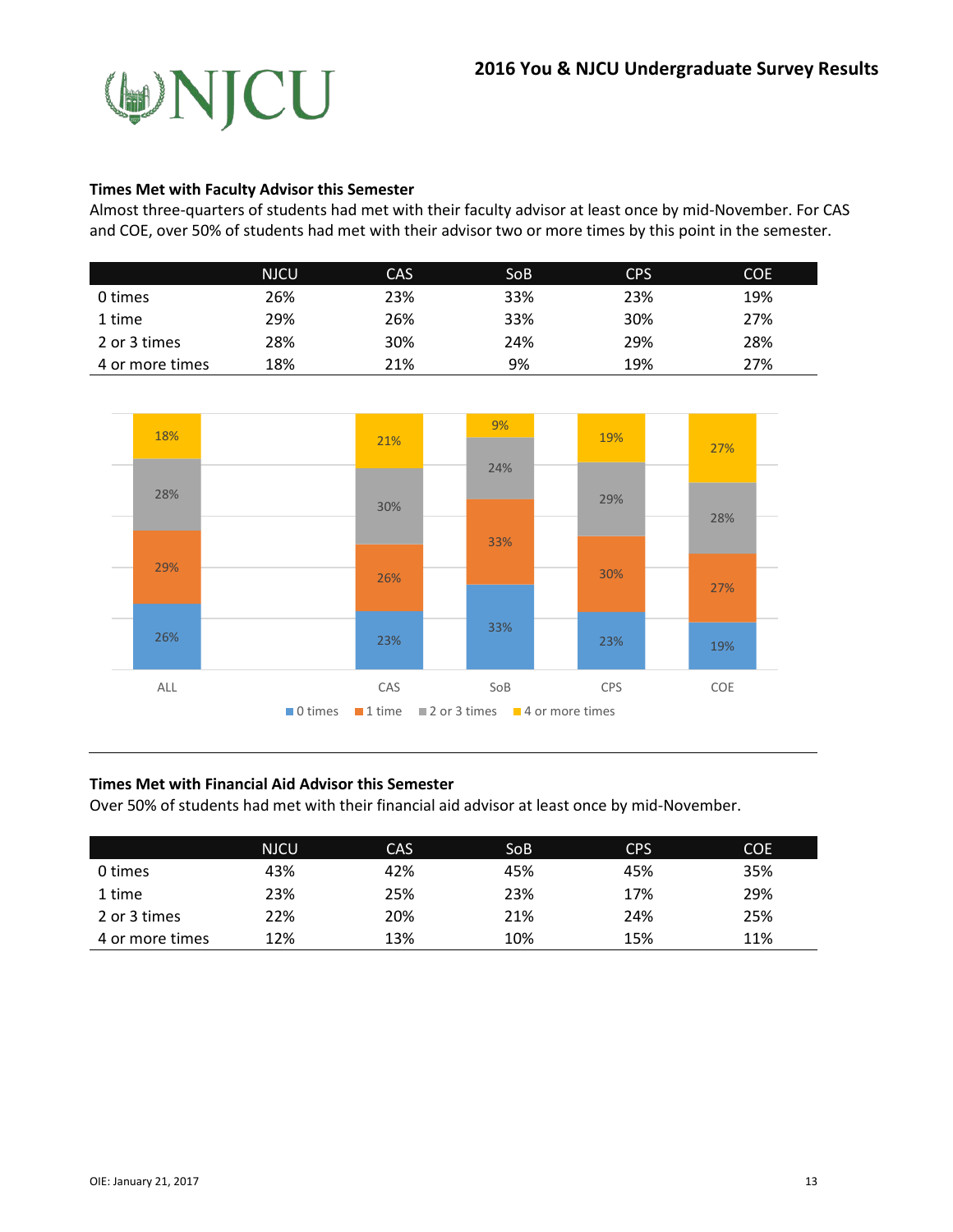## 2016 You & NJCU Undergraduate Survey Results

### Times Met with Faculty Advisor this Semester

Almost three-quarters of students had met with their faculty advisor at least once by mid-November. For CAS and COE, over 50% of students had met with their advisor two or more times by this point in the semester.

| | NJCU | CAS | SoB | CPS | COE |
|---|---|---|---|---|---|
| 0 times | 26% | 23% | 33% | 23% | 19% |
| 1 time | 29% | 26% | 33% | 30% | 27% |
| 2 or 3 times | 28% | 30% | 24% | 29% | 28% |
| 4 or more times | 18% | 21% | 9% | 19% | 27% |

### Times Met with Financial Aid Advisor this Semester

Over 50% of students had met with their financial aid advisor at least once by mid-November.

| | NJCU | CAS | SoB | CPS | COE |
|---|---|---|---|---|---|
| 0 times | 43% | 42% | 45% | 45% | 35% |
| 1 time | 23% | 25% | 23% | 17% | 29% |
| 2 or 3 times | 22% | 20% | 21% | 24% | 25% |
| 4 or more times | 12% | 13% | 10% | 15% | 11% |

OIE: January 21, 2017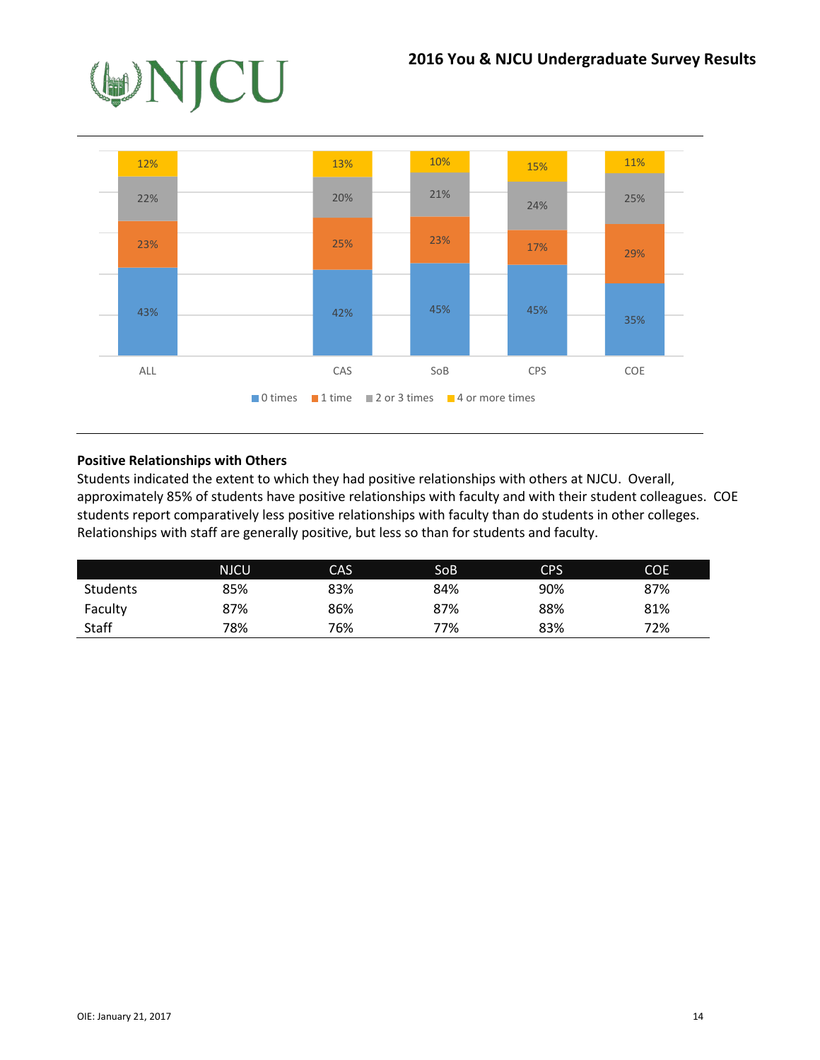| | 0 times | 1 time | 2 or 3 times | 4 or more times |
|---|---|---|---|---|
| ALL | 43% | 23% | 22% | 12% |
| CAS | 42% | 25% | 20% | 13% |
| SoB | 45% | 23% | 21% | 10% |
| CPS | 45% | 17% | 24% | 15% |
| COE | 35% | 29% | 25% | 11% |

**Positive Relationships with Others**

Students indicated the extent to which they had positive relationships with others at NJCU. Overall, approximately 85% of students have positive relationships with faculty and with their student colleagues. COE students report comparatively less positive relationships with faculty than do students in other colleges. Relationships with staff are generally positive, but less so than for students and faculty.

| | NJCU | CAS | SoB | CPS | COE |
|---|---|---|---|---|---|
| Students | 85% | 83% | 84% | 90% | 87% |
| Faculty | 87% | 86% | 87% | 88% | 81% |
| Staff | 78% | 76% | 77% | 83% | 72% |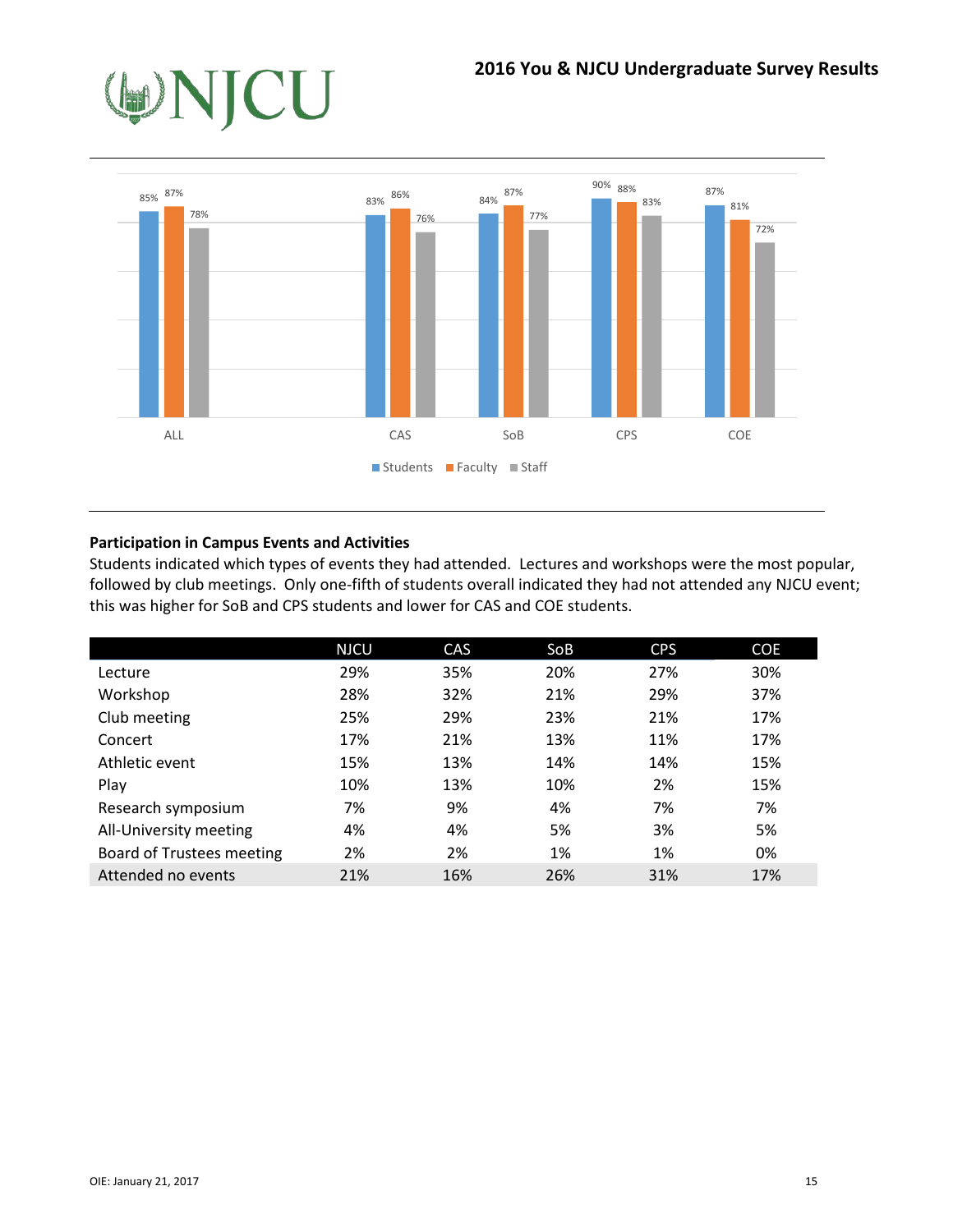| | Students | Faculty | Staff |
|---|---|---|---|
| ALL | 85% | 87% | 78% |
| CAS | 83% | 86% | 76% |
| SoB | 84% | 87% | 77% |
| CPS | 90% | 88% | 83% |
| COE | 87% | 81% | 72% |

**Participation in Campus Events and Activities**

Students indicated which types of events they had attended. Lectures and workshops were the most popular, followed by club meetings. Only one-fifth of students overall indicated they had not attended any NJCU event; this was higher for SoB and CPS students and lower for CAS and COE students.

| | NJCU | CAS | SoB | CPS | COE |
|---|---|---|---|---|---|
| Lecture | 29% | 35% | 20% | 27% | 30% |
| Workshop | 28% | 32% | 21% | 29% | 37% |
| Club meeting | 25% | 29% | 23% | 21% | 17% |
| Concert | 17% | 21% | 13% | 11% | 17% |
| Athletic event | 15% | 13% | 14% | 14% | 15% |
| Play | 10% | 13% | 10% | 2% | 15% |
| Research symposium | 7% | 9% | 4% | 7% | 7% |
| All-University meeting | 4% | 4% | 5% | 3% | 5% |
| Board of Trustees meeting | 2% | 2% | 1% | 1% | 0% |
| Attended no events | 21% | 16% | 26% | 31% | 17% |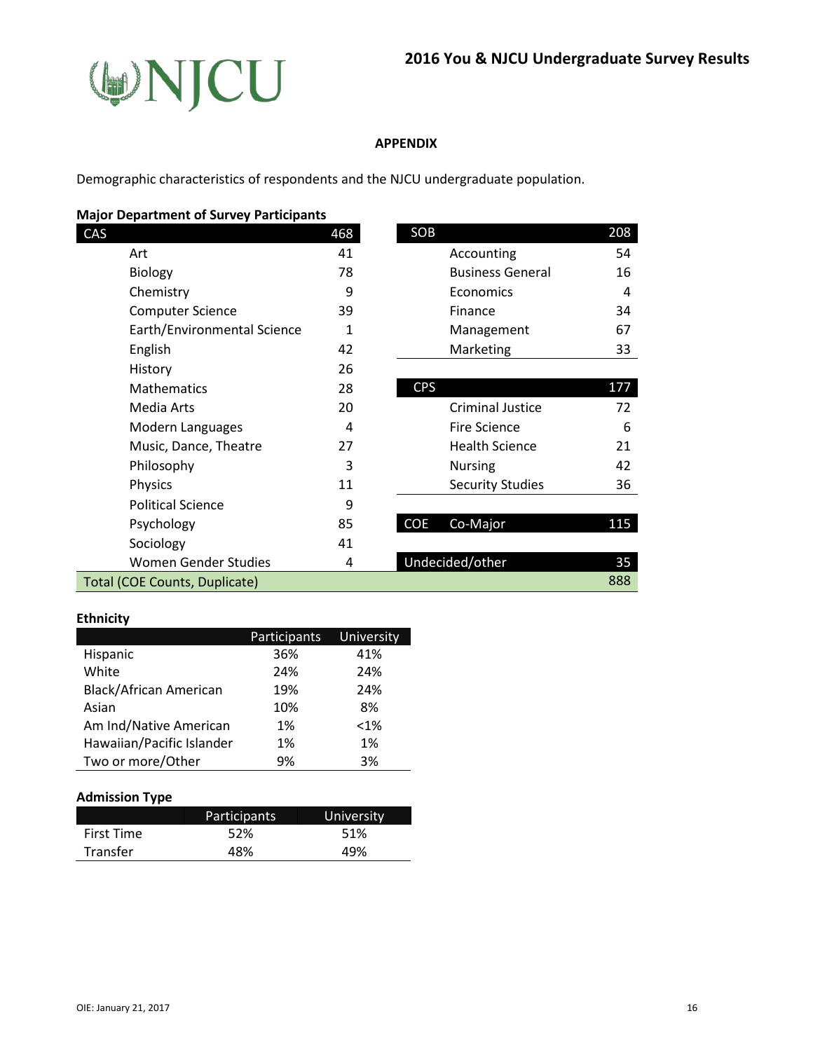## 2016 You & NJCU Undergraduate Survey Results

### APPENDIX

Demographic characteristics of respondents and the NJCU undergraduate population.

**Major Department of Survey Participants**

| CAS | 468 |
|---|---|
| Art | 41 |
| Biology | 78 |
| Chemistry | 9 |
| Computer Science | 39 |
| Earth/Environmental Science | 1 |
| English | 42 |
| History | 26 |
| Mathematics | 28 |
| Media Arts | 20 |
| Modern Languages | 4 |
| Music, Dance, Theatre | 27 |
| Philosophy | 3 |
| Physics | 11 |
| Political Science | 9 |
| Psychology | 85 |
| Sociology | 41 |
| Women Gender Studies | 4 |

| SOB | 208 |
|---|---|
| Accounting | 54 |
| Business General | 16 |
| Economics | 4 |
| Finance | 34 |
| Management | 67 |
| Marketing | 33 |

| CPS | 177 |
|---|---|
| Criminal Justice | 72 |
| Fire Science | 6 |
| Health Science | 21 |
| Nursing | 42 |
| Security Studies | 36 |

| COE Co-Major | 115 |
|---|---|
| Undecided/other | 35 |
| Total (COE Counts, Duplicate) | 888 |

**Ethnicity**

| | Participants | University |
|---|---|---|
| Hispanic | 36% | 41% |
| White | 24% | 24% |
| Black/African American | 19% | 24% |
| Asian | 10% | 8% |
| Am Ind/Native American | 1% | <1% |
| Hawaiian/Pacific Islander | 1% | 1% |
| Two or more/Other | 9% | 3% |

**Admission Type**

| | Participants | University |
|---|---|---|
| First Time | 52% | 51% |
| Transfer | 48% | 49% |

OIE: January 21, 2017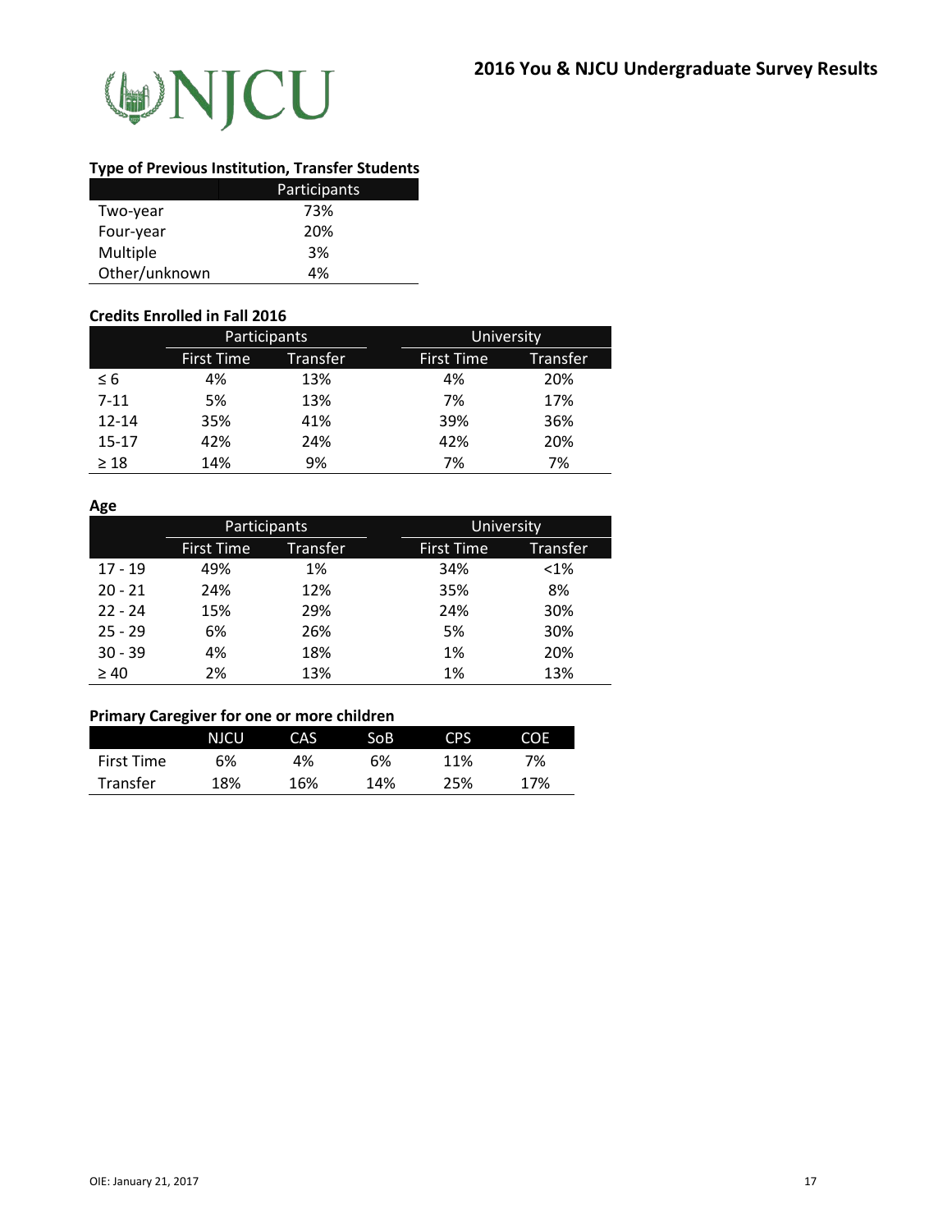## Type of Previous Institution, Transfer Students

| | Participants |
|---|---|
| Two-year | 73% |
| Four-year | 20% |
| Multiple | 3% |
| Other/unknown | 4% |

## Credits Enrolled in Fall 2016

| | Participants | | University | |
|---|---|---|---|---|
| | First Time | Transfer | First Time | Transfer |
| ≤ 6 | 4% | 13% | 4% | 20% |
| 7-11 | 5% | 13% | 7% | 17% |
| 12-14 | 35% | 41% | 39% | 36% |
| 15-17 | 42% | 24% | 42% | 20% |
| ≥ 18 | 14% | 9% | 7% | 7% |

## Age

| | Participants | | University | |
|---|---|---|---|---|
| | First Time | Transfer | First Time | Transfer |
| 17 - 19 | 49% | 1% | 34% | <1% |
| 20 - 21 | 24% | 12% | 35% | 8% |
| 22 - 24 | 15% | 29% | 24% | 30% |
| 25 - 29 | 6% | 26% | 5% | 30% |
| 30 - 39 | 4% | 18% | 1% | 20% |
| ≥ 40 | 2% | 13% | 1% | 13% |

## Primary Caregiver for one or more children

| | NJCU | CAS | SoB | CPS | COE |
|---|---|---|---|---|---|
| First Time | 6% | 4% | 6% | 11% | 7% |
| Transfer | 18% | 16% | 14% | 25% | 17% |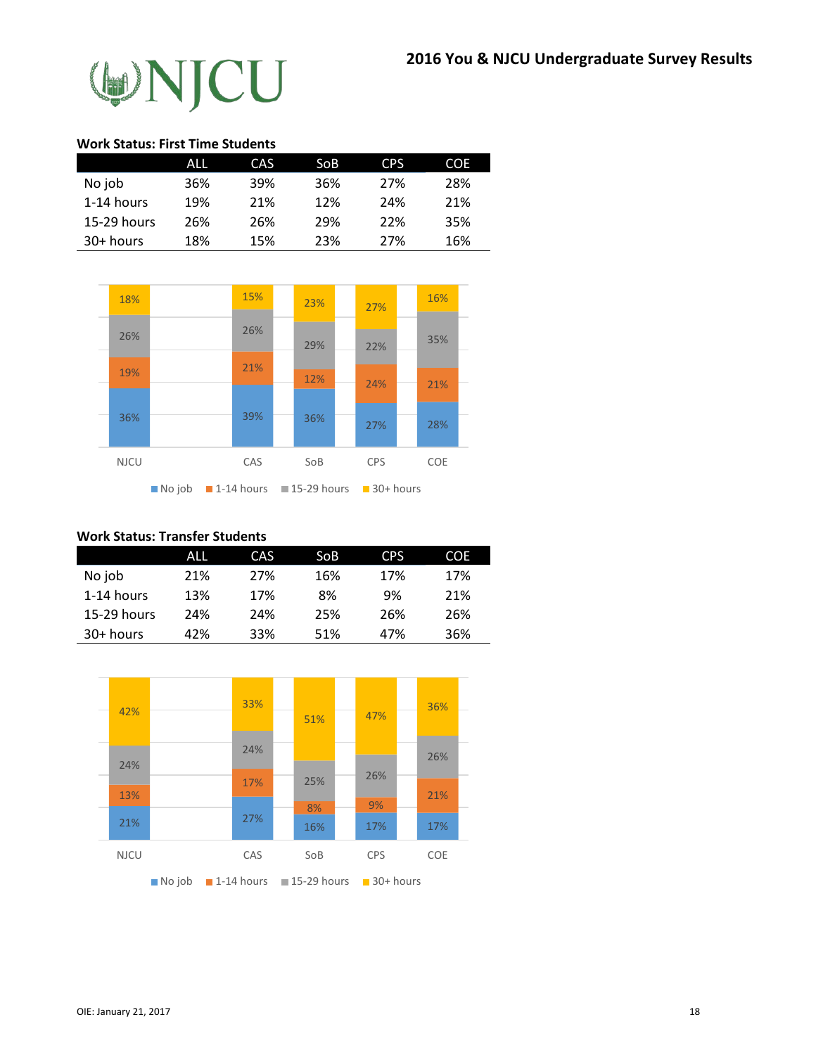## 2016 You & NJCU Undergraduate Survey Results

**Work Status: First Time Students**

| | ALL | CAS | SoB | CPS | COE |
|---|---|---|---|---|---|
| No job | 36% | 39% | 36% | 27% | 28% |
| 1-14 hours | 19% | 21% | 12% | 24% | 21% |
| 15-29 hours | 26% | 26% | 29% | 22% | 35% |
| 30+ hours | 18% | 15% | 23% | 27% | 16% |

18% 15% 23% 27% 16%
26% 26% 29% 22% 35%
19% 21% 12% 24% 21%
36% 39% 36% 27% 28%

NJCU CAS SoB CPS COE

No job 1-14 hours 15-29 hours 30+ hours

**Work Status: Transfer Students**

| | ALL | CAS | SoB | CPS | COE |
|---|---|---|---|---|---|
| No job | 21% | 27% | 16% | 17% | 17% |
| 1-14 hours | 13% | 17% | 8% | 9% | 21% |
| 15-29 hours | 24% | 24% | 25% | 26% | 26% |
| 30+ hours | 42% | 33% | 51% | 47% | 36% |

42% 33% 51% 47% 36%
24% 24% 25% 26% 26%
13% 17% 8% 9% 21%
21% 27% 16% 17% 17%

NJCU CAS SoB CPS COE

No job 1-14 hours 15-29 hours 30+ hours

OIE: January 21, 2017